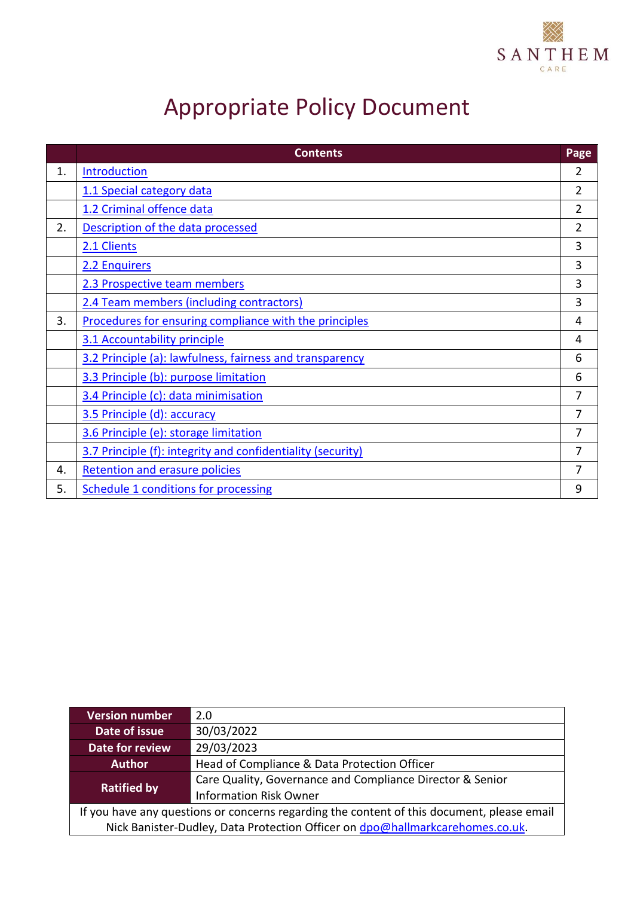SANTHEM
CARE

# Appropriate Policy Document

| | Contents | Page |
|---|---|---|
| 1. | Introduction | 2 |
| | 1.1 Special category data | 2 |
| | 1.2 Criminal offence data | 2 |
| 2. | Description of the data processed | 2 |
| | 2.1 Clients | 3 |
| | 2.2 Enquirers | 3 |
| | 2.3 Prospective team members | 3 |
| | 2.4 Team members (including contractors) | 3 |
| 3. | Procedures for ensuring compliance with the principles | 4 |
| | 3.1 Accountability principle | 4 |
| | 3.2 Principle (a): lawfulness, fairness and transparency | 6 |
| | 3.3 Principle (b): purpose limitation | 6 |
| | 3.4 Principle (c): data minimisation | 7 |
| | 3.5 Principle (d): accuracy | 7 |
| | 3.6 Principle (e): storage limitation | 7 |
| | 3.7 Principle (f): integrity and confidentiality (security) | 7 |
| 4. | Retention and erasure policies | 7 |
| 5. | Schedule 1 conditions for processing | 9 |

| | |
|---|---|
| **Version number** | 2.0 |
| **Date of issue** | 30/03/2022 |
| **Date for review** | 29/03/2023 |
| **Author** | Head of Compliance & Data Protection Officer |
| **Ratified by** | Care Quality, Governance and Compliance Director & Senior Information Risk Owner |

If you have any questions or concerns regarding the content of this document, please email Nick Banister-Dudley, Data Protection Officer on dpo@hallmarkcarehomes.co.uk.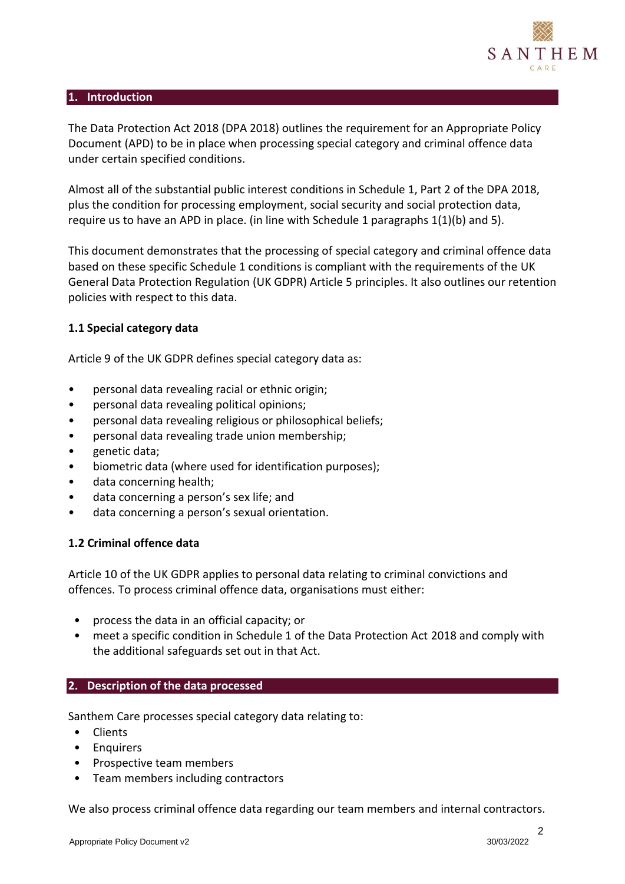## 1. Introduction

The Data Protection Act 2018 (DPA 2018) outlines the requirement for an Appropriate Policy Document (APD) to be in place when processing special category and criminal offence data under certain specified conditions.

Almost all of the substantial public interest conditions in Schedule 1, Part 2 of the DPA 2018, plus the condition for processing employment, social security and social protection data, require us to have an APD in place. (in line with Schedule 1 paragraphs 1(1)(b) and 5).

This document demonstrates that the processing of special category and criminal offence data based on these specific Schedule 1 conditions is compliant with the requirements of the UK General Data Protection Regulation (UK GDPR) Article 5 principles. It also outlines our retention policies with respect to this data.

### 1.1 Special category data

Article 9 of the UK GDPR defines special category data as:

- personal data revealing racial or ethnic origin;
- personal data revealing political opinions;
- personal data revealing religious or philosophical beliefs;
- personal data revealing trade union membership;
- genetic data;
- biometric data (where used for identification purposes);
- data concerning health;
- data concerning a person's sex life; and
- data concerning a person's sexual orientation.

### 1.2 Criminal offence data

Article 10 of the UK GDPR applies to personal data relating to criminal convictions and offences. To process criminal offence data, organisations must either:

- process the data in an official capacity; or
- meet a specific condition in Schedule 1 of the Data Protection Act 2018 and comply with the additional safeguards set out in that Act.

## 2. Description of the data processed

Santhem Care processes special category data relating to:

- Clients
- Enquirers
- Prospective team members
- Team members including contractors

We also process criminal offence data regarding our team members and internal contractors.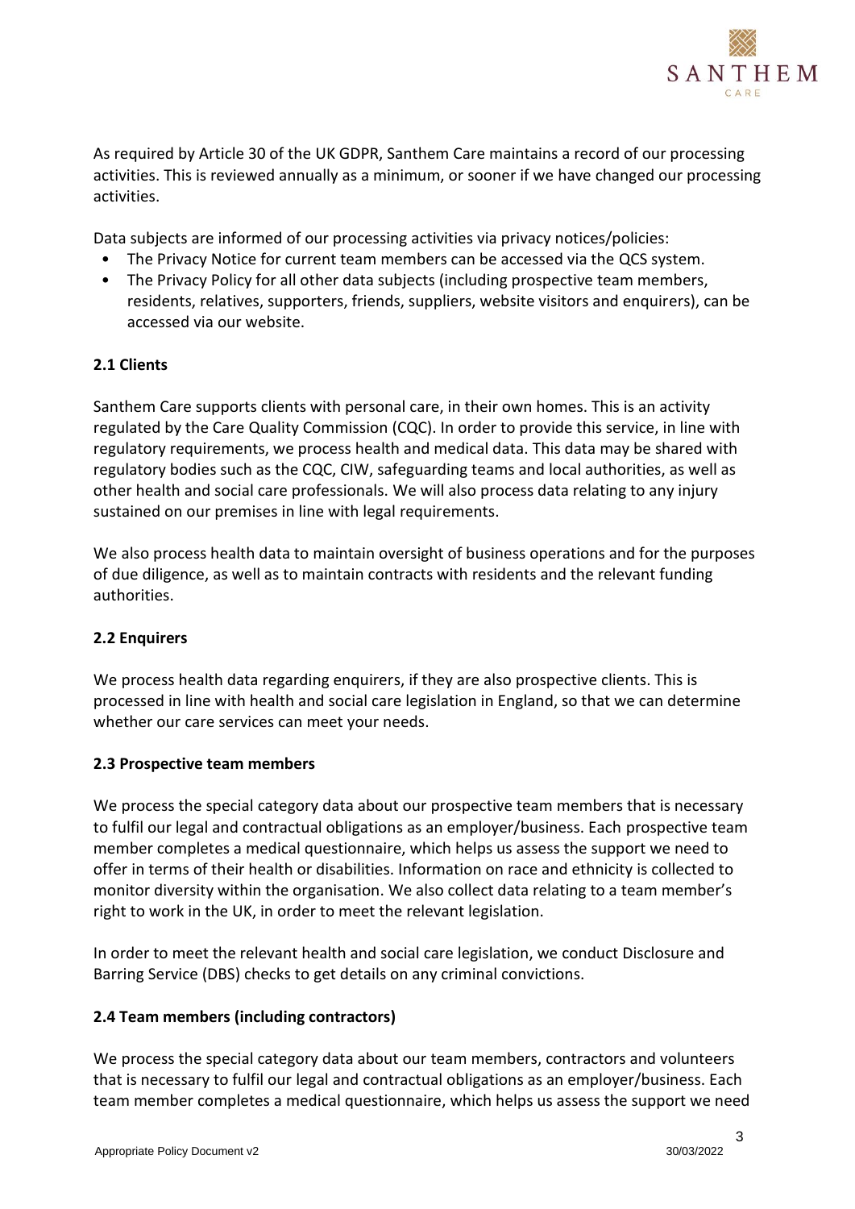As required by Article 30 of the UK GDPR, Santhem Care maintains a record of our processing activities. This is reviewed annually as a minimum, or sooner if we have changed our processing activities.

Data subjects are informed of our processing activities via privacy notices/policies:

- The Privacy Notice for current team members can be accessed via the QCS system.
- The Privacy Policy for all other data subjects (including prospective team members, residents, relatives, supporters, friends, suppliers, website visitors and enquirers), can be accessed via our website.

### 2.1 Clients

Santhem Care supports clients with personal care, in their own homes. This is an activity regulated by the Care Quality Commission (CQC). In order to provide this service, in line with regulatory requirements, we process health and medical data. This data may be shared with regulatory bodies such as the CQC, CIW, safeguarding teams and local authorities, as well as other health and social care professionals. We will also process data relating to any injury sustained on our premises in line with legal requirements.

We also process health data to maintain oversight of business operations and for the purposes of due diligence, as well as to maintain contracts with residents and the relevant funding authorities.

### 2.2 Enquirers

We process health data regarding enquirers, if they are also prospective clients. This is processed in line with health and social care legislation in England, so that we can determine whether our care services can meet your needs.

### 2.3 Prospective team members

We process the special category data about our prospective team members that is necessary to fulfil our legal and contractual obligations as an employer/business. Each prospective team member completes a medical questionnaire, which helps us assess the support we need to offer in terms of their health or disabilities. Information on race and ethnicity is collected to monitor diversity within the organisation. We also collect data relating to a team member's right to work in the UK, in order to meet the relevant legislation.

In order to meet the relevant health and social care legislation, we conduct Disclosure and Barring Service (DBS) checks to get details on any criminal convictions.

### 2.4 Team members (including contractors)

We process the special category data about our team members, contractors and volunteers that is necessary to fulfil our legal and contractual obligations as an employer/business. Each team member completes a medical questionnaire, which helps us assess the support we need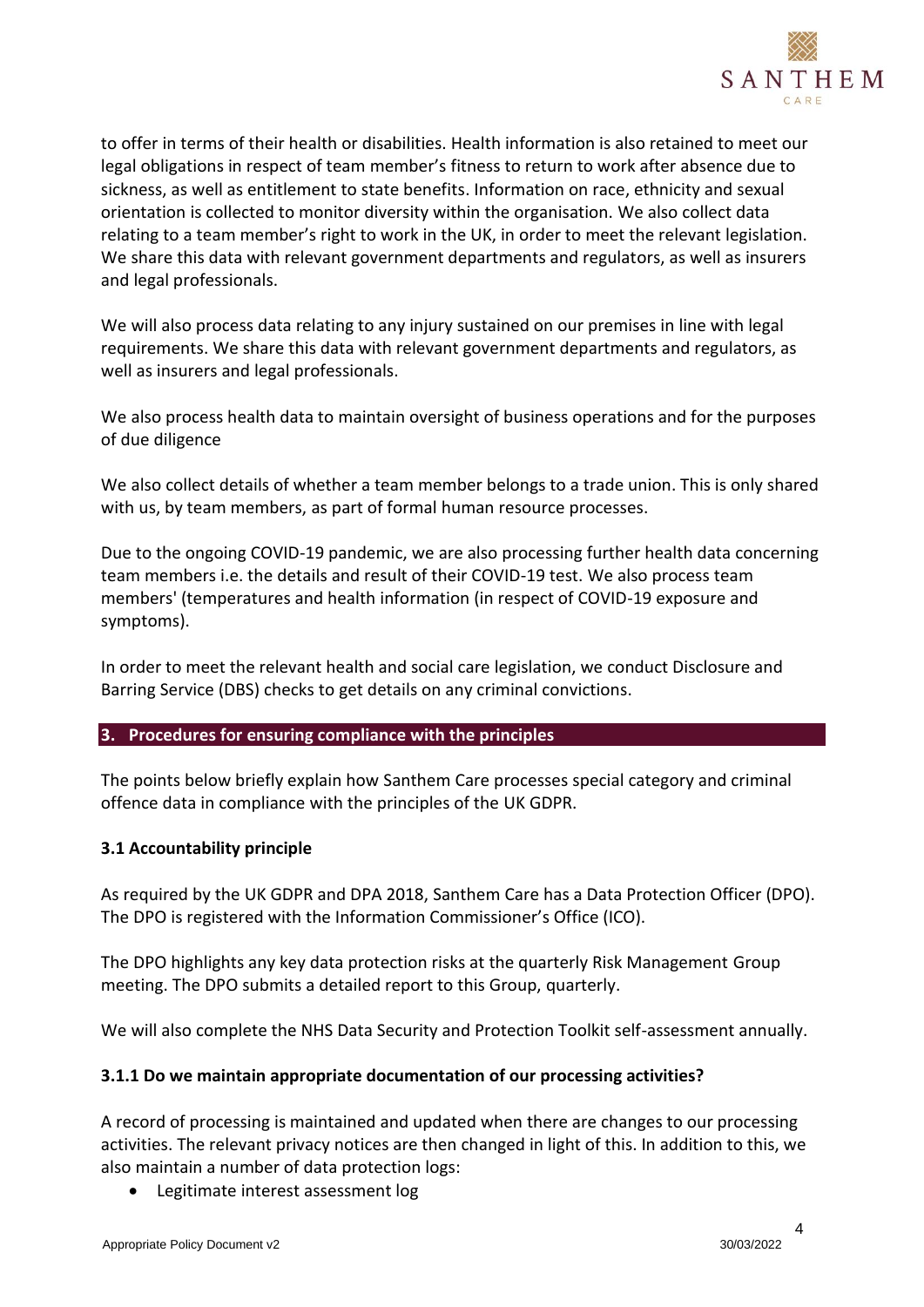to offer in terms of their health or disabilities. Health information is also retained to meet our legal obligations in respect of team member's fitness to return to work after absence due to sickness, as well as entitlement to state benefits. Information on race, ethnicity and sexual orientation is collected to monitor diversity within the organisation. We also collect data relating to a team member's right to work in the UK, in order to meet the relevant legislation. We share this data with relevant government departments and regulators, as well as insurers and legal professionals.

We will also process data relating to any injury sustained on our premises in line with legal requirements. We share this data with relevant government departments and regulators, as well as insurers and legal professionals.

We also process health data to maintain oversight of business operations and for the purposes of due diligence

We also collect details of whether a team member belongs to a trade union. This is only shared with us, by team members, as part of formal human resource processes.

Due to the ongoing COVID-19 pandemic, we are also processing further health data concerning team members i.e. the details and result of their COVID-19 test. We also process team members' (temperatures and health information (in respect of COVID-19 exposure and symptoms).

In order to meet the relevant health and social care legislation, we conduct Disclosure and Barring Service (DBS) checks to get details on any criminal convictions.

## 3. Procedures for ensuring compliance with the principles

The points below briefly explain how Santhem Care processes special category and criminal offence data in compliance with the principles of the UK GDPR.

### 3.1 Accountability principle

As required by the UK GDPR and DPA 2018, Santhem Care has a Data Protection Officer (DPO). The DPO is registered with the Information Commissioner's Office (ICO).

The DPO highlights any key data protection risks at the quarterly Risk Management Group meeting. The DPO submits a detailed report to this Group, quarterly.

We will also complete the NHS Data Security and Protection Toolkit self-assessment annually.

#### 3.1.1 Do we maintain appropriate documentation of our processing activities?

A record of processing is maintained and updated when there are changes to our processing activities. The relevant privacy notices are then changed in light of this. In addition to this, we also maintain a number of data protection logs:

- Legitimate interest assessment log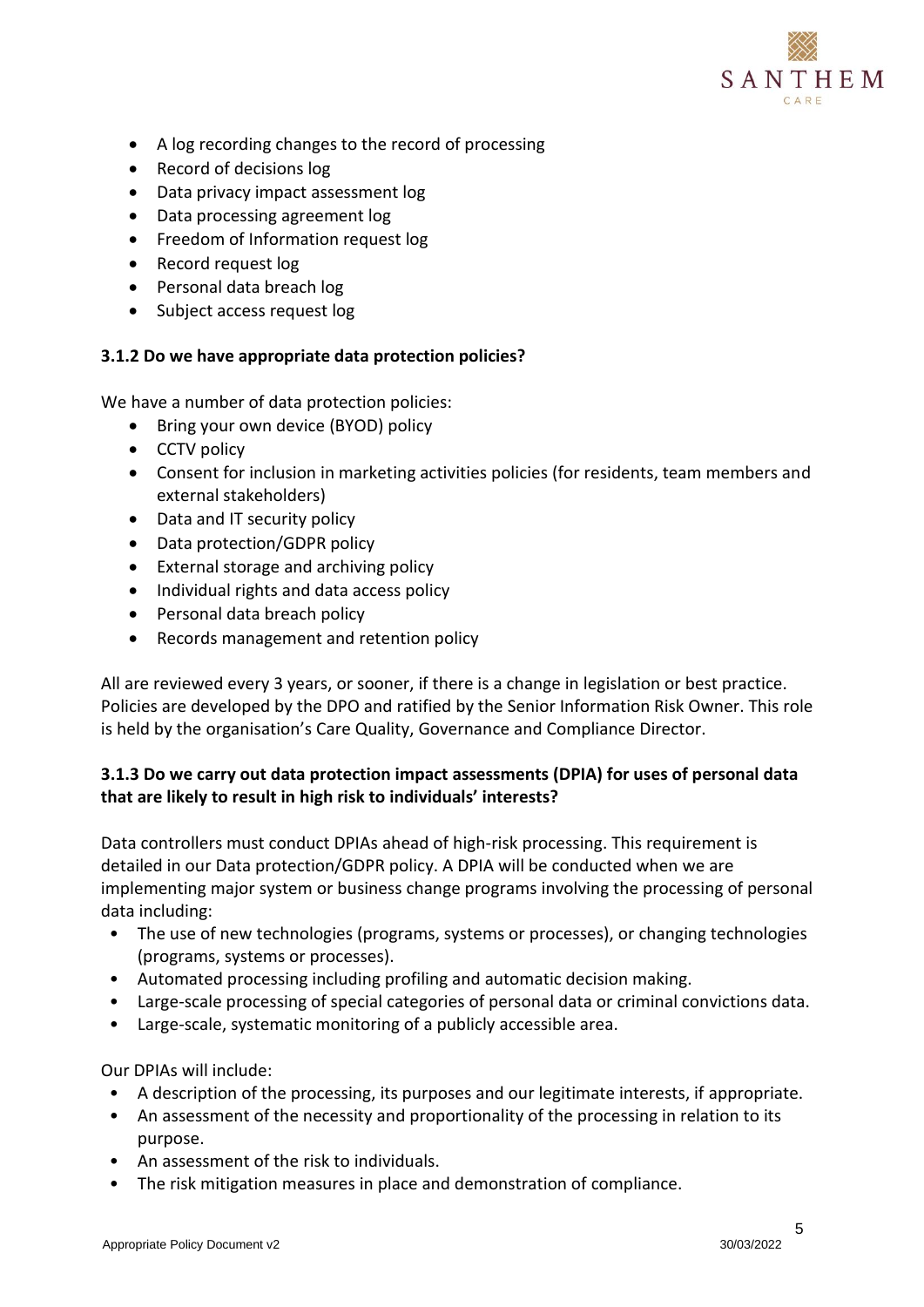- A log recording changes to the record of processing
- Record of decisions log
- Data privacy impact assessment log
- Data processing agreement log
- Freedom of Information request log
- Record request log
- Personal data breach log
- Subject access request log

#### 3.1.2 Do we have appropriate data protection policies?

We have a number of data protection policies:

- Bring your own device (BYOD) policy
- CCTV policy
- Consent for inclusion in marketing activities policies (for residents, team members and external stakeholders)
- Data and IT security policy
- Data protection/GDPR policy
- External storage and archiving policy
- Individual rights and data access policy
- Personal data breach policy
- Records management and retention policy

All are reviewed every 3 years, or sooner, if there is a change in legislation or best practice. Policies are developed by the DPO and ratified by the Senior Information Risk Owner. This role is held by the organisation's Care Quality, Governance and Compliance Director.

#### 3.1.3 Do we carry out data protection impact assessments (DPIA) for uses of personal data that are likely to result in high risk to individuals' interests?

Data controllers must conduct DPIAs ahead of high-risk processing. This requirement is detailed in our Data protection/GDPR policy. A DPIA will be conducted when we are implementing major system or business change programs involving the processing of personal data including:

- The use of new technologies (programs, systems or processes), or changing technologies (programs, systems or processes).
- Automated processing including profiling and automatic decision making.
- Large-scale processing of special categories of personal data or criminal convictions data.
- Large-scale, systematic monitoring of a publicly accessible area.

Our DPIAs will include:

- A description of the processing, its purposes and our legitimate interests, if appropriate.
- An assessment of the necessity and proportionality of the processing in relation to its purpose.
- An assessment of the risk to individuals.
- The risk mitigation measures in place and demonstration of compliance.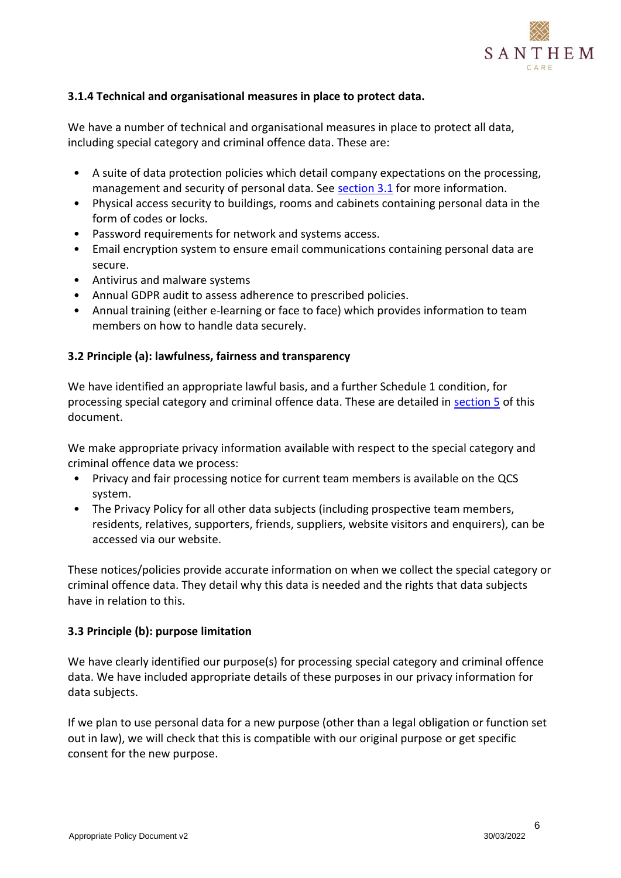### 3.1.4 Technical and organisational measures in place to protect data.

We have a number of technical and organisational measures in place to protect all data, including special category and criminal offence data. These are:

- A suite of data protection policies which detail company expectations on the processing, management and security of personal data. See section 3.1 for more information.
- Physical access security to buildings, rooms and cabinets containing personal data in the form of codes or locks.
- Password requirements for network and systems access.
- Email encryption system to ensure email communications containing personal data are secure.
- Antivirus and malware systems
- Annual GDPR audit to assess adherence to prescribed policies.
- Annual training (either e-learning or face to face) which provides information to team members on how to handle data securely.

### 3.2 Principle (a): lawfulness, fairness and transparency

We have identified an appropriate lawful basis, and a further Schedule 1 condition, for processing special category and criminal offence data. These are detailed in section 5 of this document.

We make appropriate privacy information available with respect to the special category and criminal offence data we process:

- Privacy and fair processing notice for current team members is available on the QCS system.
- The Privacy Policy for all other data subjects (including prospective team members, residents, relatives, supporters, friends, suppliers, website visitors and enquirers), can be accessed via our website.

These notices/policies provide accurate information on when we collect the special category or criminal offence data. They detail why this data is needed and the rights that data subjects have in relation to this.

### 3.3 Principle (b): purpose limitation

We have clearly identified our purpose(s) for processing special category and criminal offence data. We have included appropriate details of these purposes in our privacy information for data subjects.

If we plan to use personal data for a new purpose (other than a legal obligation or function set out in law), we will check that this is compatible with our original purpose or get specific consent for the new purpose.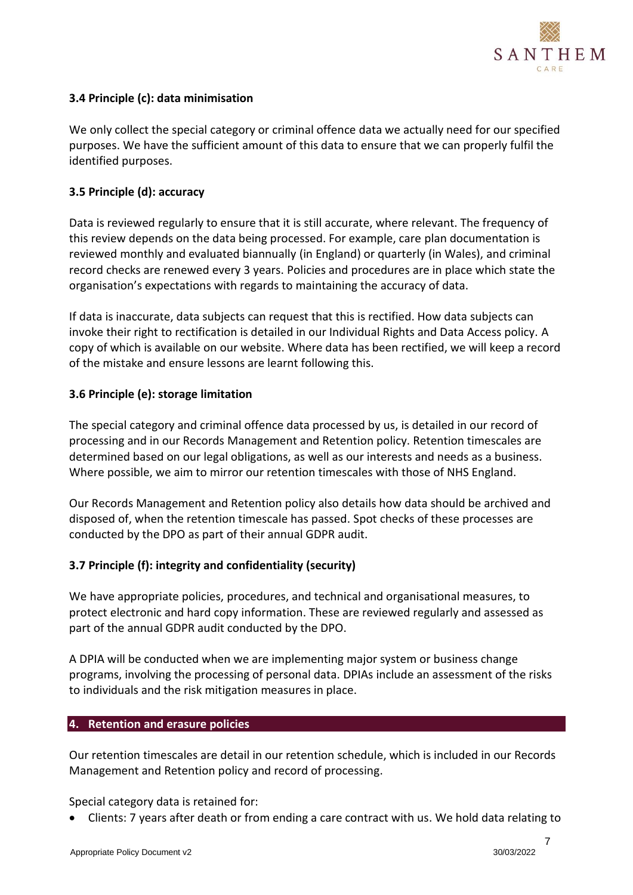### 3.4 Principle (c): data minimisation

We only collect the special category or criminal offence data we actually need for our specified purposes. We have the sufficient amount of this data to ensure that we can properly fulfil the identified purposes.

### 3.5 Principle (d): accuracy

Data is reviewed regularly to ensure that it is still accurate, where relevant. The frequency of this review depends on the data being processed. For example, care plan documentation is reviewed monthly and evaluated biannually (in England) or quarterly (in Wales), and criminal record checks are renewed every 3 years. Policies and procedures are in place which state the organisation's expectations with regards to maintaining the accuracy of data.

If data is inaccurate, data subjects can request that this is rectified. How data subjects can invoke their right to rectification is detailed in our Individual Rights and Data Access policy. A copy of which is available on our website. Where data has been rectified, we will keep a record of the mistake and ensure lessons are learnt following this.

### 3.6 Principle (e): storage limitation

The special category and criminal offence data processed by us, is detailed in our record of processing and in our Records Management and Retention policy. Retention timescales are determined based on our legal obligations, as well as our interests and needs as a business. Where possible, we aim to mirror our retention timescales with those of NHS England.

Our Records Management and Retention policy also details how data should be archived and disposed of, when the retention timescale has passed. Spot checks of these processes are conducted by the DPO as part of their annual GDPR audit.

### 3.7 Principle (f): integrity and confidentiality (security)

We have appropriate policies, procedures, and technical and organisational measures, to protect electronic and hard copy information. These are reviewed regularly and assessed as part of the annual GDPR audit conducted by the DPO.

A DPIA will be conducted when we are implementing major system or business change programs, involving the processing of personal data. DPIAs include an assessment of the risks to individuals and the risk mitigation measures in place.

## 4. Retention and erasure policies

Our retention timescales are detail in our retention schedule, which is included in our Records Management and Retention policy and record of processing.

Special category data is retained for:

- Clients: 7 years after death or from ending a care contract with us. We hold data relating to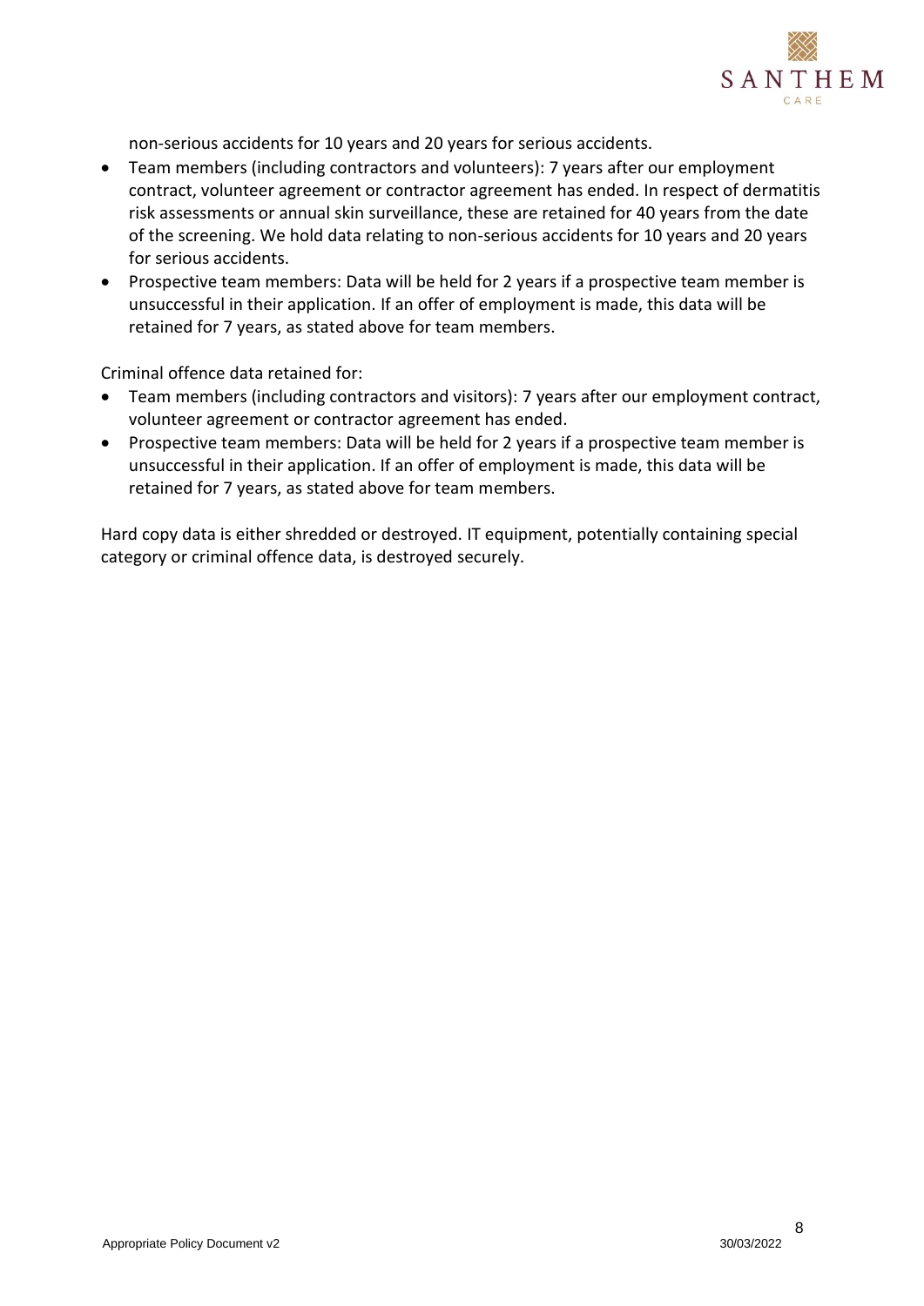non-serious accidents for 10 years and 20 years for serious accidents.

- Team members (including contractors and volunteers): 7 years after our employment contract, volunteer agreement or contractor agreement has ended. In respect of dermatitis risk assessments or annual skin surveillance, these are retained for 40 years from the date of the screening. We hold data relating to non-serious accidents for 10 years and 20 years for serious accidents.
- Prospective team members: Data will be held for 2 years if a prospective team member is unsuccessful in their application. If an offer of employment is made, this data will be retained for 7 years, as stated above for team members.

Criminal offence data retained for:

- Team members (including contractors and visitors): 7 years after our employment contract, volunteer agreement or contractor agreement has ended.
- Prospective team members: Data will be held for 2 years if a prospective team member is unsuccessful in their application. If an offer of employment is made, this data will be retained for 7 years, as stated above for team members.

Hard copy data is either shredded or destroyed. IT equipment, potentially containing special category or criminal offence data, is destroyed securely.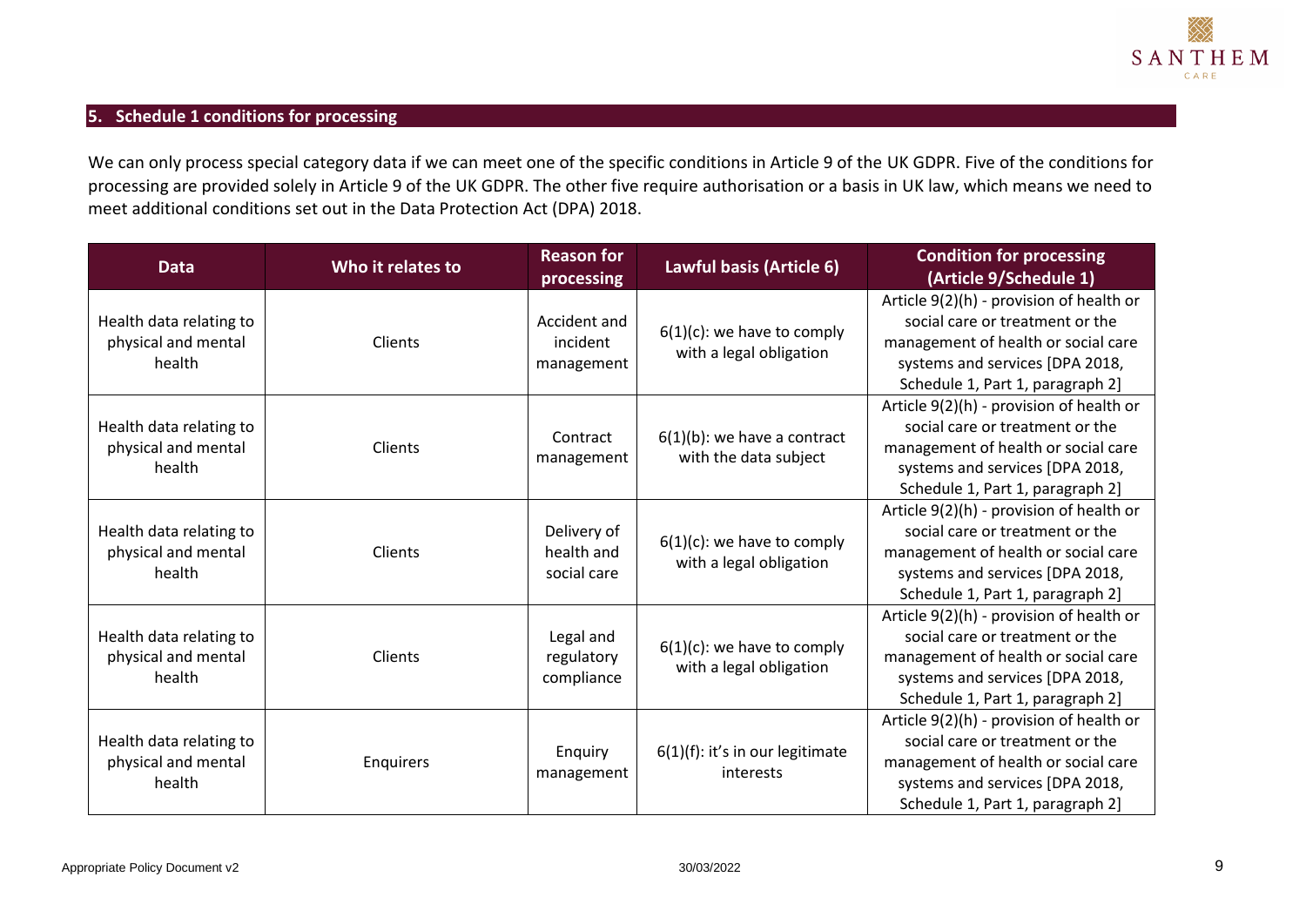## 5. Schedule 1 conditions for processing

We can only process special category data if we can meet one of the specific conditions in Article 9 of the UK GDPR. Five of the conditions for processing are provided solely in Article 9 of the UK GDPR. The other five require authorisation or a basis in UK law, which means we need to meet additional conditions set out in the Data Protection Act (DPA) 2018.

| Data | Who it relates to | Reason for processing | Lawful basis (Article 6) | Condition for processing (Article 9/Schedule 1) |
|---|---|---|---|---|
| Health data relating to physical and mental health | Clients | Accident and incident management | 6(1)(c): we have to comply with a legal obligation | Article 9(2)(h) - provision of health or social care or treatment or the management of health or social care systems and services [DPA 2018, Schedule 1, Part 1, paragraph 2] |
| Health data relating to physical and mental health | Clients | Contract management | 6(1)(b): we have a contract with the data subject | Article 9(2)(h) - provision of health or social care or treatment or the management of health or social care systems and services [DPA 2018, Schedule 1, Part 1, paragraph 2] |
| Health data relating to physical and mental health | Clients | Delivery of health and social care | 6(1)(c): we have to comply with a legal obligation | Article 9(2)(h) - provision of health or social care or treatment or the management of health or social care systems and services [DPA 2018, Schedule 1, Part 1, paragraph 2] |
| Health data relating to physical and mental health | Clients | Legal and regulatory compliance | 6(1)(c): we have to comply with a legal obligation | Article 9(2)(h) - provision of health or social care or treatment or the management of health or social care systems and services [DPA 2018, Schedule 1, Part 1, paragraph 2] |
| Health data relating to physical and mental health | Enquirers | Enquiry management | 6(1)(f): it's in our legitimate interests | Article 9(2)(h) - provision of health or social care or treatment or the management of health or social care systems and services [DPA 2018, Schedule 1, Part 1, paragraph 2] |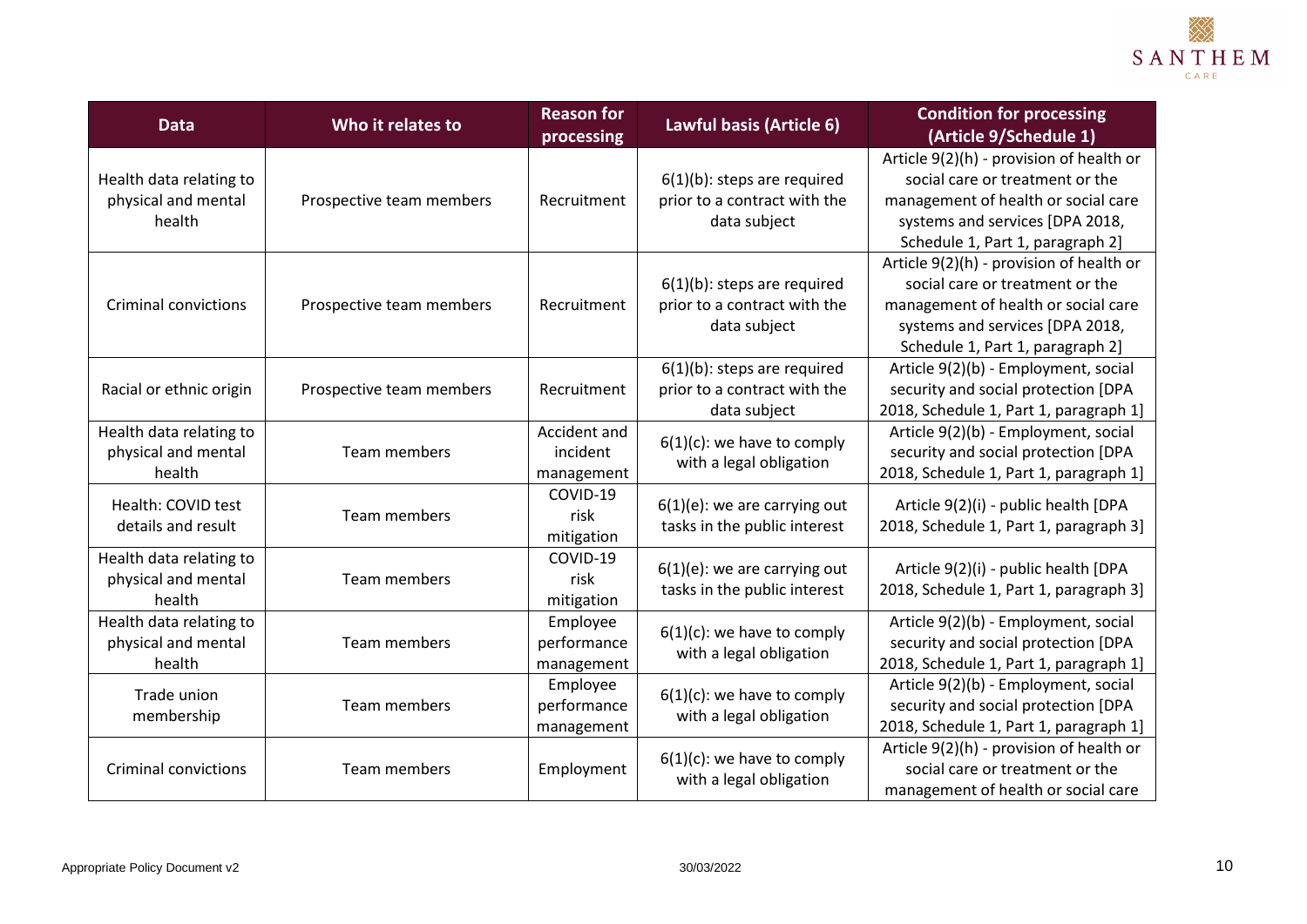| Data | Who it relates to | Reason for processing | Lawful basis (Article 6) | Condition for processing (Article 9/Schedule 1) |
|---|---|---|---|---|
| Health data relating to physical and mental health | Prospective team members | Recruitment | 6(1)(b): steps are required prior to a contract with the data subject | Article 9(2)(h) - provision of health or social care or treatment or the management of health or social care systems and services [DPA 2018, Schedule 1, Part 1, paragraph 2] |
| Criminal convictions | Prospective team members | Recruitment | 6(1)(b): steps are required prior to a contract with the data subject | Article 9(2)(h) - provision of health or social care or treatment or the management of health or social care systems and services [DPA 2018, Schedule 1, Part 1, paragraph 2] |
| Racial or ethnic origin | Prospective team members | Recruitment | 6(1)(b): steps are required prior to a contract with the data subject | Article 9(2)(b) - Employment, social security and social protection [DPA 2018, Schedule 1, Part 1, paragraph 1] |
| Health data relating to physical and mental health | Team members | Accident and incident management | 6(1)(c): we have to comply with a legal obligation | Article 9(2)(b) - Employment, social security and social protection [DPA 2018, Schedule 1, Part 1, paragraph 1] |
| Health: COVID test details and result | Team members | COVID-19 risk mitigation | 6(1)(e): we are carrying out tasks in the public interest | Article 9(2)(i) - public health [DPA 2018, Schedule 1, Part 1, paragraph 3] |
| Health data relating to physical and mental health | Team members | COVID-19 risk mitigation | 6(1)(e): we are carrying out tasks in the public interest | Article 9(2)(i) - public health [DPA 2018, Schedule 1, Part 1, paragraph 3] |
| Health data relating to physical and mental health | Team members | Employee performance management | 6(1)(c): we have to comply with a legal obligation | Article 9(2)(b) - Employment, social security and social protection [DPA 2018, Schedule 1, Part 1, paragraph 1] |
| Trade union membership | Team members | Employee performance management | 6(1)(c): we have to comply with a legal obligation | Article 9(2)(b) - Employment, social security and social protection [DPA 2018, Schedule 1, Part 1, paragraph 1] |
| Criminal convictions | Team members | Employment | 6(1)(c): we have to comply with a legal obligation | Article 9(2)(h) - provision of health or social care or treatment or the management of health or social care |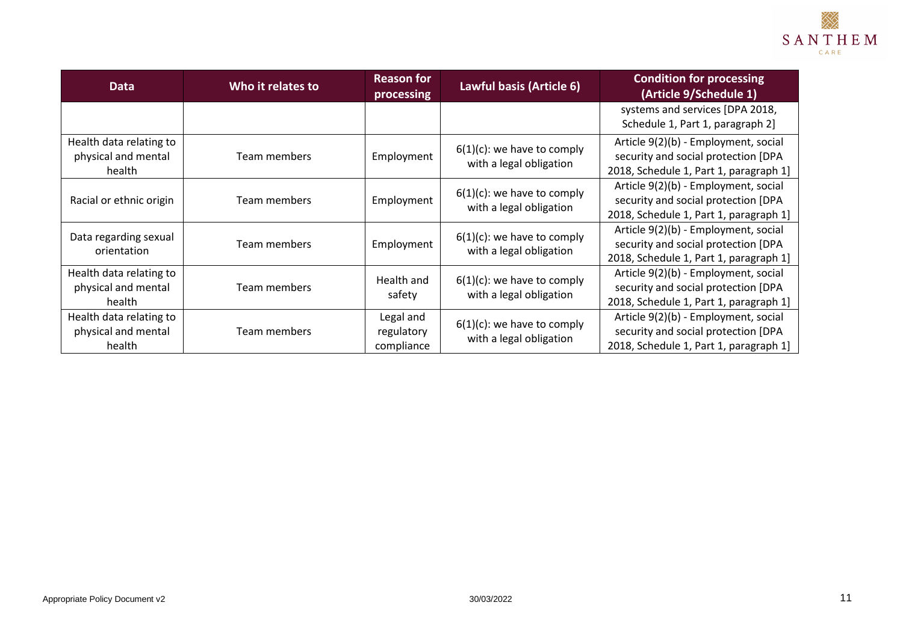| Data | Who it relates to | Reason for processing | Lawful basis (Article 6) | Condition for processing (Article 9/Schedule 1) |
|---|---|---|---|---|
| | | | | systems and services [DPA 2018, Schedule 1, Part 1, paragraph 2] |
| Health data relating to physical and mental health | Team members | Employment | 6(1)(c): we have to comply with a legal obligation | Article 9(2)(b) - Employment, social security and social protection [DPA 2018, Schedule 1, Part 1, paragraph 1] |
| Racial or ethnic origin | Team members | Employment | 6(1)(c): we have to comply with a legal obligation | Article 9(2)(b) - Employment, social security and social protection [DPA 2018, Schedule 1, Part 1, paragraph 1] |
| Data regarding sexual orientation | Team members | Employment | 6(1)(c): we have to comply with a legal obligation | Article 9(2)(b) - Employment, social security and social protection [DPA 2018, Schedule 1, Part 1, paragraph 1] |
| Health data relating to physical and mental health | Team members | Health and safety | 6(1)(c): we have to comply with a legal obligation | Article 9(2)(b) - Employment, social security and social protection [DPA 2018, Schedule 1, Part 1, paragraph 1] |
| Health data relating to physical and mental health | Team members | Legal and regulatory compliance | 6(1)(c): we have to comply with a legal obligation | Article 9(2)(b) - Employment, social security and social protection [DPA 2018, Schedule 1, Part 1, paragraph 1] |